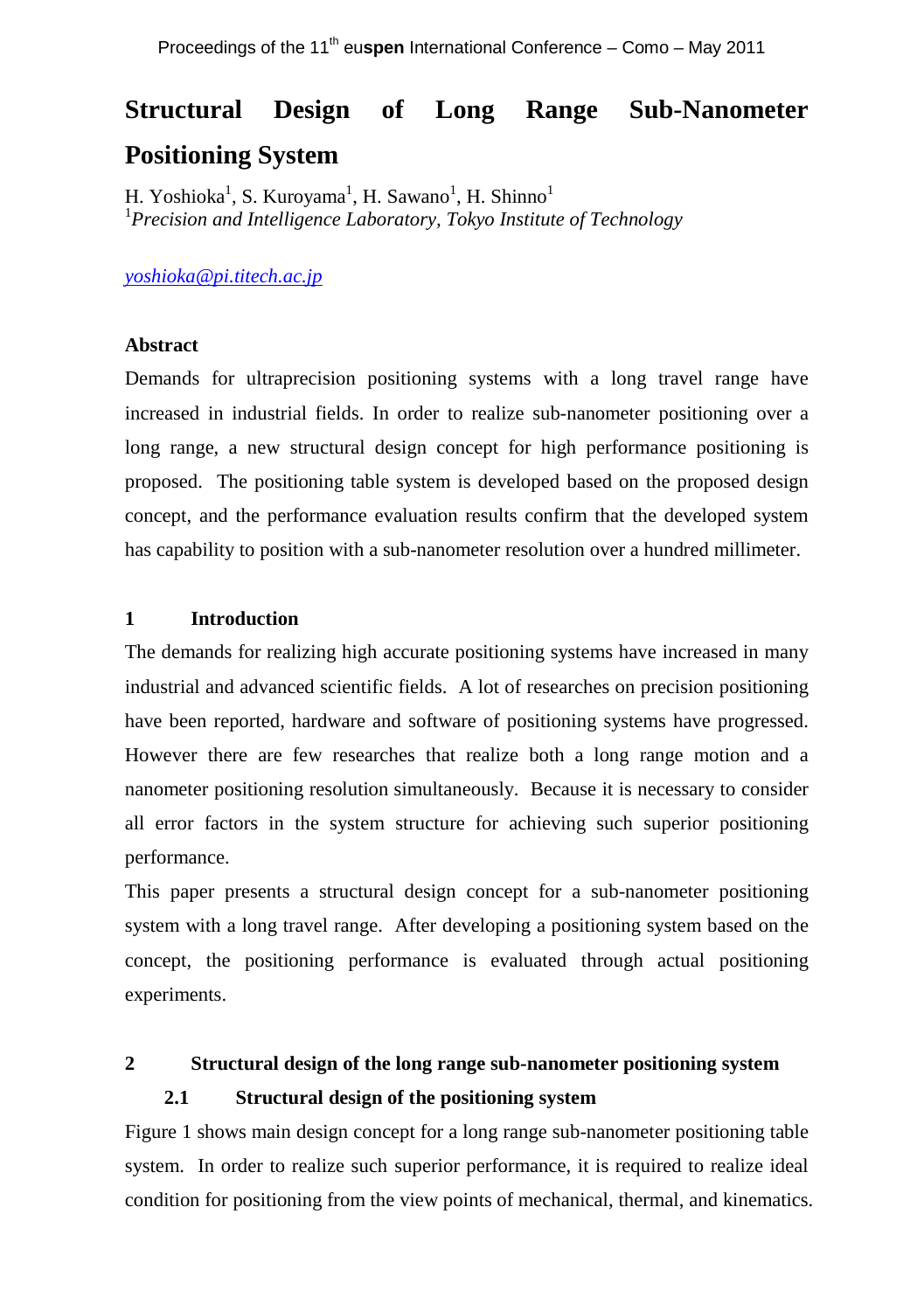# Structural Design of Long Range Sub-Nanometer Positioning System

H. Yoshioka[1], S. Kuroyama[1], H. Sawano[1], H. Shinno[1]
[1]*Precision and Intelligence Laboratory, Tokyo Institute of Technology*

yoshioka@pi.titech.ac.jp

### Abstract

Demands for ultraprecision positioning systems with a long travel range have increased in industrial fields. In order to realize sub-nanometer positioning over a long range, a new structural design concept for high performance positioning is proposed. The positioning table system is developed based on the proposed design concept, and the performance evaluation results confirm that the developed system has capability to position with a sub-nanometer resolution over a hundred millimeter.

## 1 Introduction

The demands for realizing high accurate positioning systems have increased in many industrial and advanced scientific fields. A lot of researches on precision positioning have been reported, hardware and software of positioning systems have progressed. However there are few researches that realize both a long range motion and a nanometer positioning resolution simultaneously. Because it is necessary to consider all error factors in the system structure for achieving such superior positioning performance.

This paper presents a structural design concept for a sub-nanometer positioning system with a long travel range. After developing a positioning system based on the concept, the positioning performance is evaluated through actual positioning experiments.

## 2 Structural design of the long range sub-nanometer positioning system

### 2.1 Structural design of the positioning system

Figure 1 shows main design concept for a long range sub-nanometer positioning table system. In order to realize such superior performance, it is required to realize ideal condition for positioning from the view points of mechanical, thermal, and kinematics.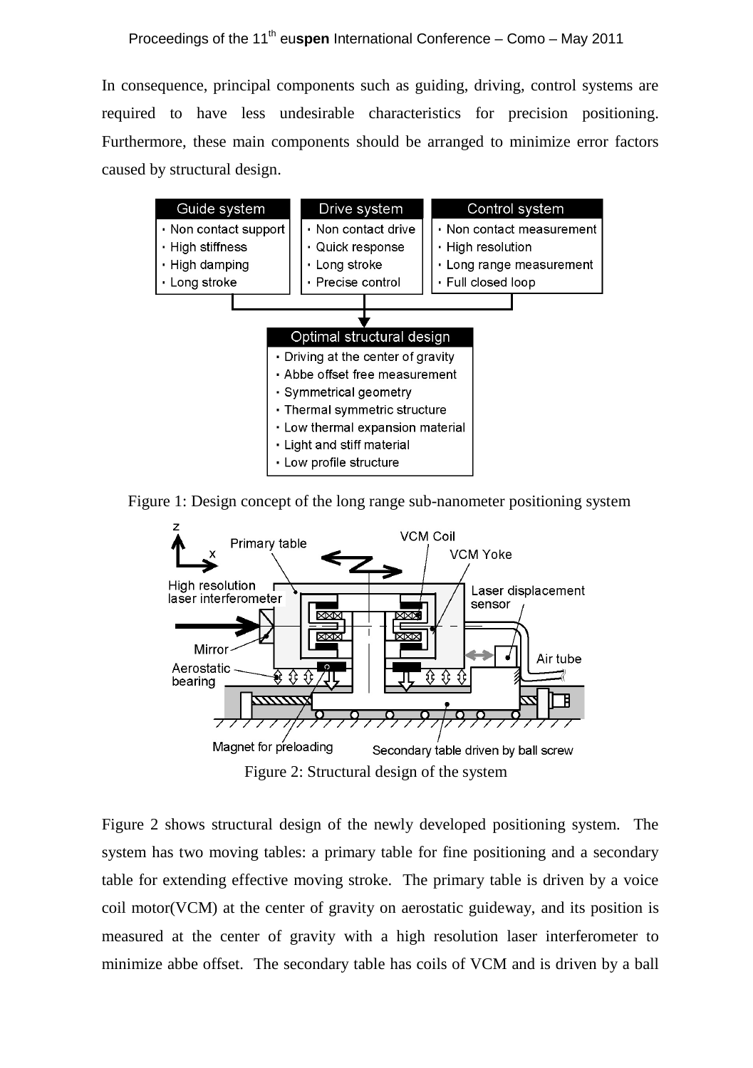In consequence, principal components such as guiding, driving, control systems are required to have less undesirable characteristics for precision positioning. Furthermore, these main components should be arranged to minimize error factors caused by structural design.

| Guide system | Drive system | Control system |
|---|---|---|
| ・Non contact support | ・Non contact drive | ・Non contact measurement |
| ・High stiffness | ・Quick response | ・High resolution |
| ・High damping | ・Long stroke | ・Long range measurement |
| ・Long stroke | ・Precise control | ・Full closed loop |

| Optimal structural design |
|---|
| ・Driving at the center of gravity |
| ・Abbe offset free measurement |
| ・Symmetrical geometry |
| ・Thermal symmetric structure |
| ・Low thermal expansion material |
| ・Light and stiff material |
| ・Low profile structure |

Figure 1: Design concept of the long range sub-nanometer positioning system

Figure 2: Structural design of the system

Figure 2 shows structural design of the newly developed positioning system. The system has two moving tables: a primary table for fine positioning and a secondary table for extending effective moving stroke. The primary table is driven by a voice coil motor(VCM) at the center of gravity on aerostatic guideway, and its position is measured at the center of gravity with a high resolution laser interferometer to minimize abbe offset. The secondary table has coils of VCM and is driven by a ball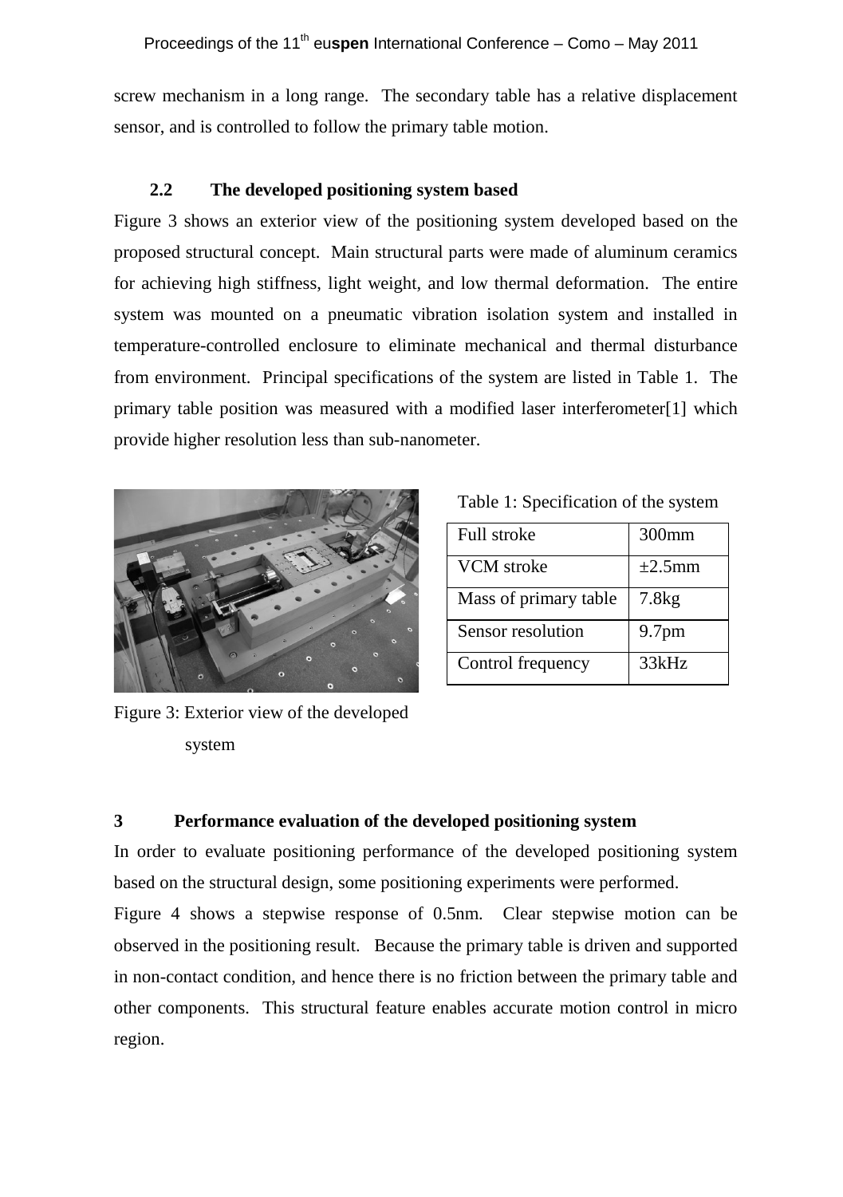screw mechanism in a long range. The secondary table has a relative displacement sensor, and is controlled to follow the primary table motion.

### 2.2 The developed positioning system based

Figure 3 shows an exterior view of the positioning system developed based on the proposed structural concept. Main structural parts were made of aluminum ceramics for achieving high stiffness, light weight, and low thermal deformation. The entire system was mounted on a pneumatic vibration isolation system and installed in temperature-controlled enclosure to eliminate mechanical and thermal disturbance from environment. Principal specifications of the system are listed in Table 1. The primary table position was measured with a modified laser interferometer[1] which provide higher resolution less than sub-nanometer.

Figure 3: Exterior view of the developed system

Table 1: Specification of the system

| Full stroke | 300mm |
|---|---|
| VCM stroke | ±2.5mm |
| Mass of primary table | 7.8kg |
| Sensor resolution | 9.7pm |
| Control frequency | 33kHz |

## 3 Performance evaluation of the developed positioning system

In order to evaluate positioning performance of the developed positioning system based on the structural design, some positioning experiments were performed.

Figure 4 shows a stepwise response of 0.5nm. Clear stepwise motion can be observed in the positioning result. Because the primary table is driven and supported in non-contact condition, and hence there is no friction between the primary table and other components. This structural feature enables accurate motion control in micro region.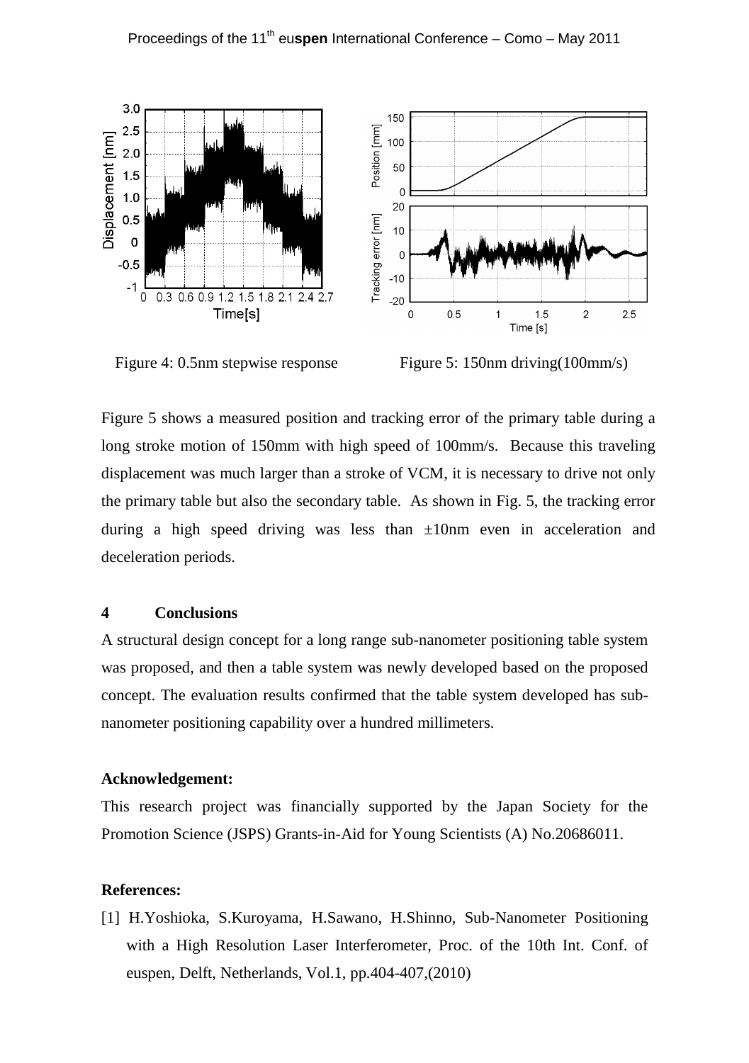Displacement [nm]

3.0

2.5

2.0

1.5

1.0

0.5

0

-0.5

-1

0 0.3 0.6 0.9 1.2 1.5 1.8 2.1 2.4 2.7

Time[s]

Position [mm]

150

100

50

0

Tracking error [nm]

20

10

0

-10

-20

0 0.5 1 1.5 2 2.5

Time [s]

Figure 4: 0.5nm stepwise response

Figure 5: 150nm driving(100mm/s)

Figure 5 shows a measured position and tracking error of the primary table during a long stroke motion of 150mm with high speed of 100mm/s. Because this traveling displacement was much larger than a stroke of VCM, it is necessary to drive not only the primary table but also the secondary table. As shown in Fig. 5, the tracking error during a high speed driving was less than ±10nm even in acceleration and deceleration periods.

## 4 Conclusions

A structural design concept for a long range sub-nanometer positioning table system was proposed, and then a table system was newly developed based on the proposed concept. The evaluation results confirmed that the table system developed has sub-nanometer positioning capability over a hundred millimeters.

**Acknowledgement:**

This research project was financially supported by the Japan Society for the Promotion Science (JSPS) Grants-in-Aid for Young Scientists (A) No.20686011.

**References:**

[1] H.Yoshioka, S.Kuroyama, H.Sawano, H.Shinno, Sub-Nanometer Positioning with a High Resolution Laser Interferometer, Proc. of the 10th Int. Conf. of euspen, Delft, Netherlands, Vol.1, pp.404-407,(2010)